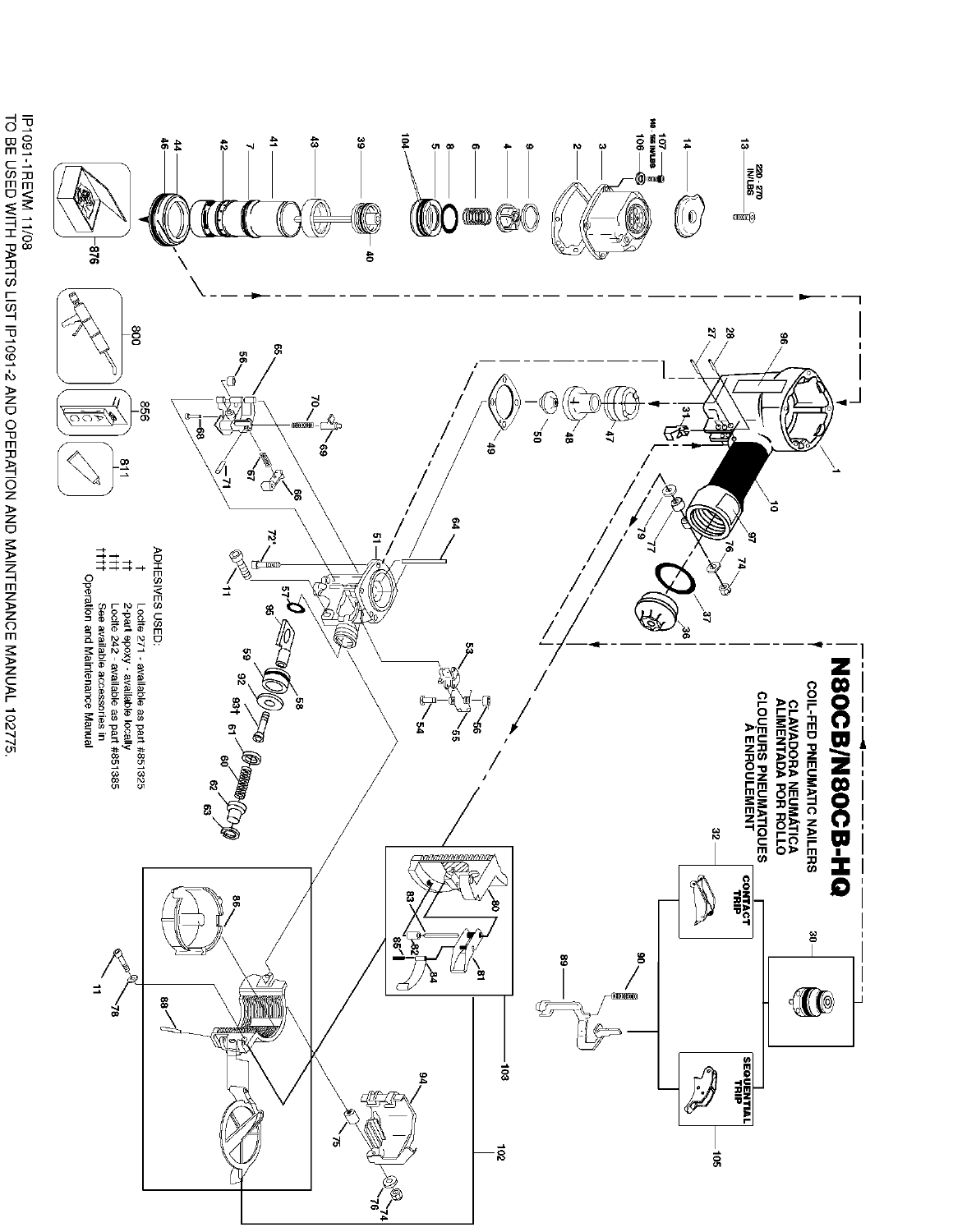# N80CB/N80CB-HQ

**COIL-FED PNEUMATIC NAILERS**
**CLAVADORA NEUMÁTICA ALIMENTADA POR ROLLO**
**CLOUEURS PNEUMATIQUES À ENROULEMENT**

CONTACT TRIP

SEQUENTIAL TRIP

220 - 270 IN/LBS

140 - 165 IN/LBS

ADHESIVES USED:

- † Locite 271 - available as part #851325
- †† 2-part epoxy - available locally
- ††† Locite 242 - available as part #851385
- †††† See available accessories in Operation and Maintenance Manual

IP1091-1REV/M 11/08
TO BE USED WITH PARTS LIST IP1091-2 AND OPERATION AND MAINTENANCE MANUAL 102775.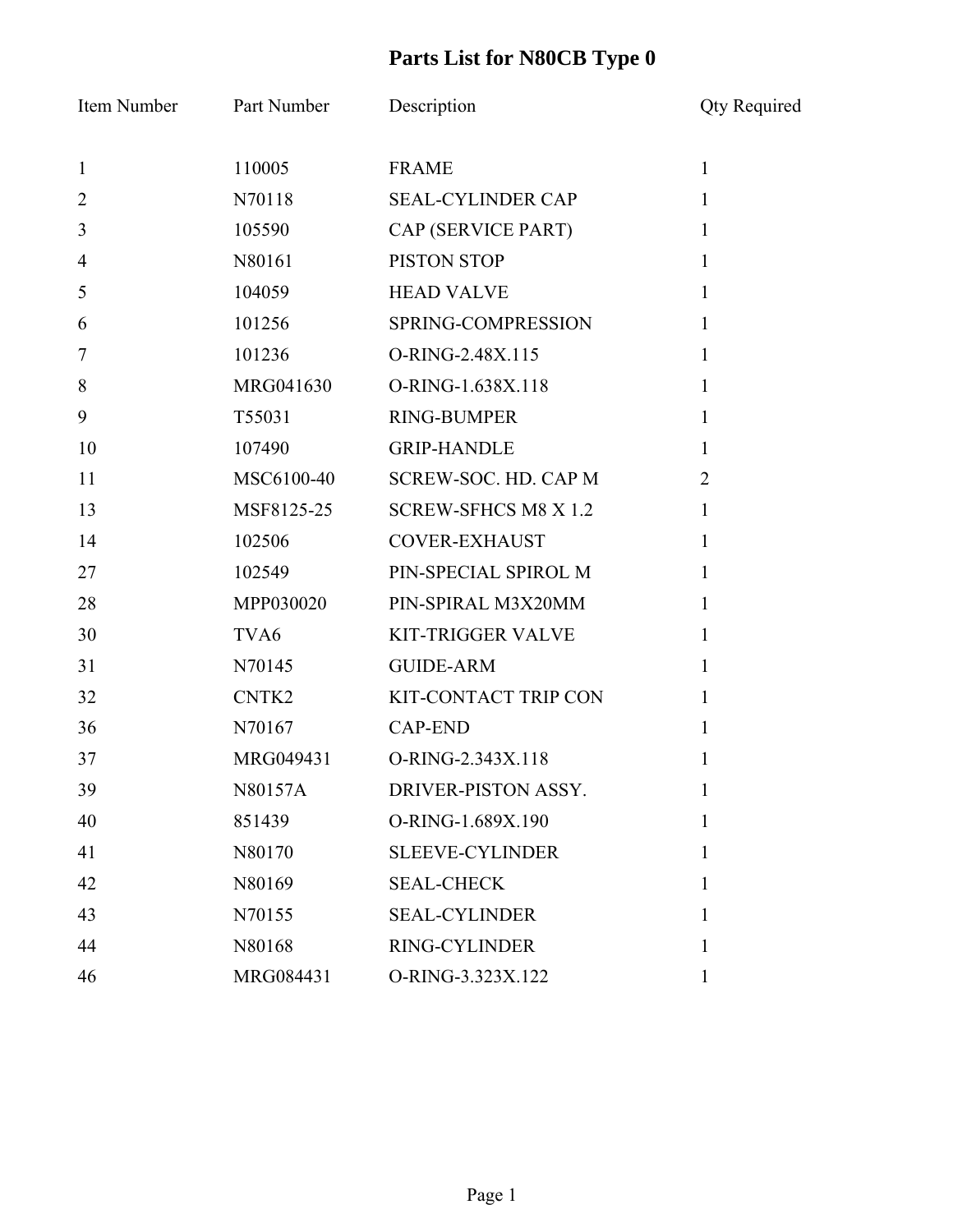# Parts List for N80CB Type 0

| Item Number | Part Number | Description | Qty Required |
|---|---|---|---|
| 1 | 110005 | FRAME | 1 |
| 2 | N70118 | SEAL-CYLINDER CAP | 1 |
| 3 | 105590 | CAP (SERVICE PART) | 1 |
| 4 | N80161 | PISTON STOP | 1 |
| 5 | 104059 | HEAD VALVE | 1 |
| 6 | 101256 | SPRING-COMPRESSION | 1 |
| 7 | 101236 | O-RING-2.48X.115 | 1 |
| 8 | MRG041630 | O-RING-1.638X.118 | 1 |
| 9 | T55031 | RING-BUMPER | 1 |
| 10 | 107490 | GRIP-HANDLE | 1 |
| 11 | MSC6100-40 | SCREW-SOC. HD. CAP M | 2 |
| 13 | MSF8125-25 | SCREW-SFHCS M8 X 1.2 | 1 |
| 14 | 102506 | COVER-EXHAUST | 1 |
| 27 | 102549 | PIN-SPECIAL SPIROL M | 1 |
| 28 | MPP030020 | PIN-SPIRAL M3X20MM | 1 |
| 30 | TVA6 | KIT-TRIGGER VALVE | 1 |
| 31 | N70145 | GUIDE-ARM | 1 |
| 32 | CNTK2 | KIT-CONTACT TRIP CON | 1 |
| 36 | N70167 | CAP-END | 1 |
| 37 | MRG049431 | O-RING-2.343X.118 | 1 |
| 39 | N80157A | DRIVER-PISTON ASSY. | 1 |
| 40 | 851439 | O-RING-1.689X.190 | 1 |
| 41 | N80170 | SLEEVE-CYLINDER | 1 |
| 42 | N80169 | SEAL-CHECK | 1 |
| 43 | N70155 | SEAL-CYLINDER | 1 |
| 44 | N80168 | RING-CYLINDER | 1 |
| 46 | MRG084431 | O-RING-3.323X.122 | 1 |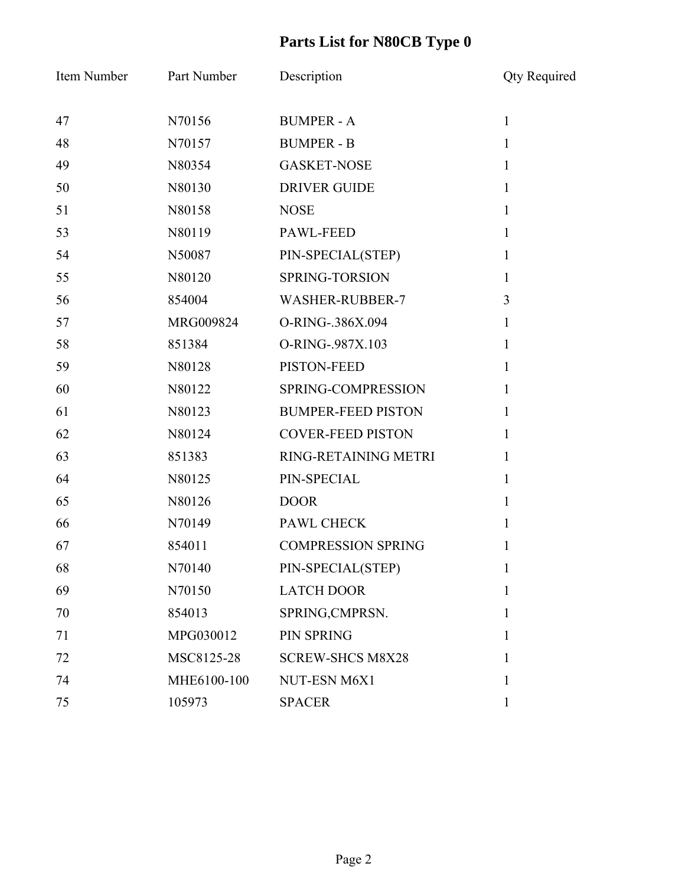# Parts List for N80CB Type 0

| Item Number | Part Number | Description | Qty Required |
|---|---|---|---|
| 47 | N70156 | BUMPER - A | 1 |
| 48 | N70157 | BUMPER - B | 1 |
| 49 | N80354 | GASKET-NOSE | 1 |
| 50 | N80130 | DRIVER GUIDE | 1 |
| 51 | N80158 | NOSE | 1 |
| 53 | N80119 | PAWL-FEED | 1 |
| 54 | N50087 | PIN-SPECIAL(STEP) | 1 |
| 55 | N80120 | SPRING-TORSION | 1 |
| 56 | 854004 | WASHER-RUBBER-7 | 3 |
| 57 | MRG009824 | O-RING-.386X.094 | 1 |
| 58 | 851384 | O-RING-.987X.103 | 1 |
| 59 | N80128 | PISTON-FEED | 1 |
| 60 | N80122 | SPRING-COMPRESSION | 1 |
| 61 | N80123 | BUMPER-FEED PISTON | 1 |
| 62 | N80124 | COVER-FEED PISTON | 1 |
| 63 | 851383 | RING-RETAINING METRI | 1 |
| 64 | N80125 | PIN-SPECIAL | 1 |
| 65 | N80126 | DOOR | 1 |
| 66 | N70149 | PAWL CHECK | 1 |
| 67 | 854011 | COMPRESSION SPRING | 1 |
| 68 | N70140 | PIN-SPECIAL(STEP) | 1 |
| 69 | N70150 | LATCH DOOR | 1 |
| 70 | 854013 | SPRING,CMPRSN. | 1 |
| 71 | MPG030012 | PIN SPRING | 1 |
| 72 | MSC8125-28 | SCREW-SHCS M8X28 | 1 |
| 74 | MHE6100-100 | NUT-ESN M6X1 | 1 |
| 75 | 105973 | SPACER | 1 |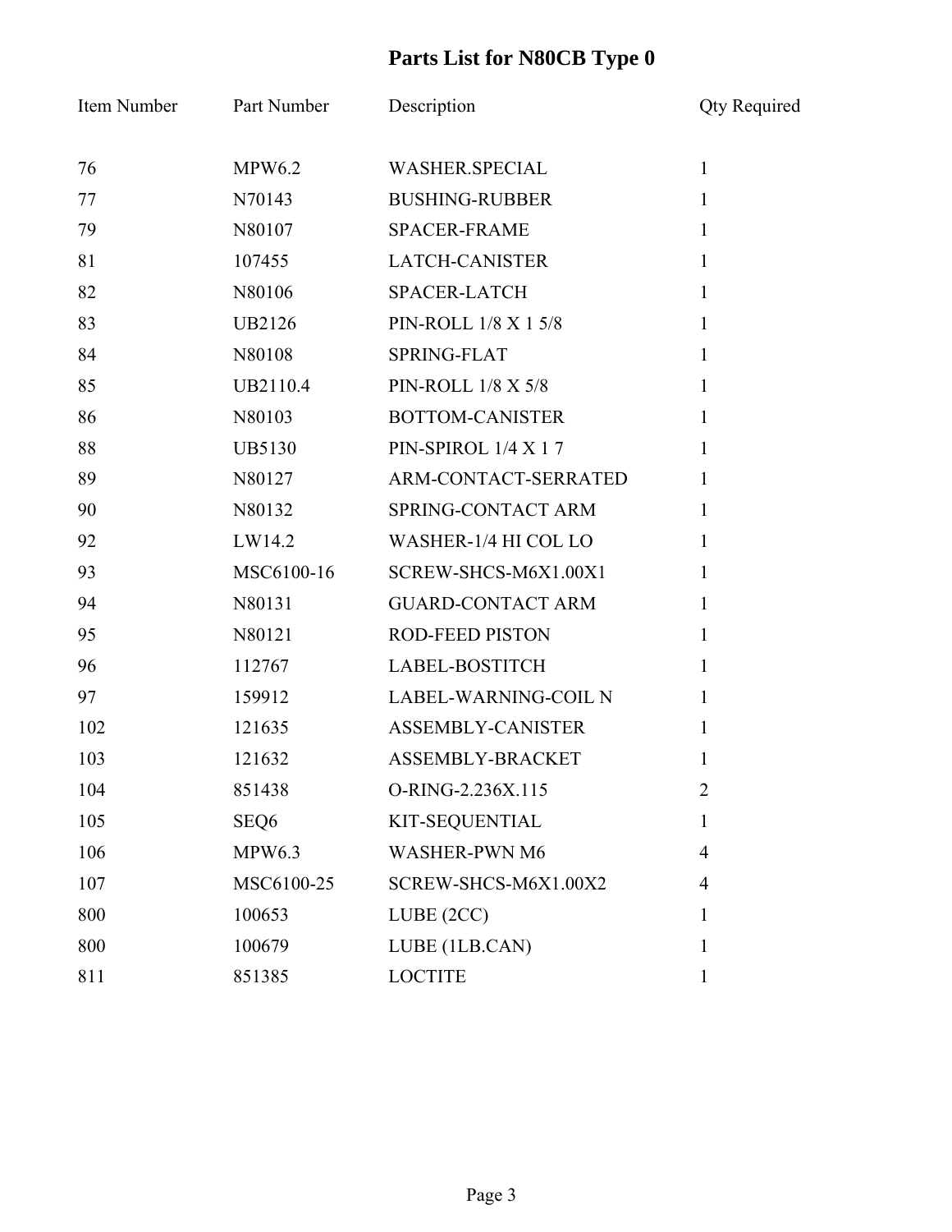# Parts List for N80CB Type 0

| Item Number | Part Number | Description | Qty Required |
|---|---|---|---|
| 76 | MPW6.2 | WASHER.SPECIAL | 1 |
| 77 | N70143 | BUSHING-RUBBER | 1 |
| 79 | N80107 | SPACER-FRAME | 1 |
| 81 | 107455 | LATCH-CANISTER | 1 |
| 82 | N80106 | SPACER-LATCH | 1 |
| 83 | UB2126 | PIN-ROLL 1/8 X 1 5/8 | 1 |
| 84 | N80108 | SPRING-FLAT | 1 |
| 85 | UB2110.4 | PIN-ROLL 1/8 X 5/8 | 1 |
| 86 | N80103 | BOTTOM-CANISTER | 1 |
| 88 | UB5130 | PIN-SPIROL 1/4 X 1 7 | 1 |
| 89 | N80127 | ARM-CONTACT-SERRATED | 1 |
| 90 | N80132 | SPRING-CONTACT ARM | 1 |
| 92 | LW14.2 | WASHER-1/4 HI COL LO | 1 |
| 93 | MSC6100-16 | SCREW-SHCS-M6X1.00X1 | 1 |
| 94 | N80131 | GUARD-CONTACT ARM | 1 |
| 95 | N80121 | ROD-FEED PISTON | 1 |
| 96 | 112767 | LABEL-BOSTITCH | 1 |
| 97 | 159912 | LABEL-WARNING-COIL N | 1 |
| 102 | 121635 | ASSEMBLY-CANISTER | 1 |
| 103 | 121632 | ASSEMBLY-BRACKET | 1 |
| 104 | 851438 | O-RING-2.236X.115 | 2 |
| 105 | SEQ6 | KIT-SEQUENTIAL | 1 |
| 106 | MPW6.3 | WASHER-PWN M6 | 4 |
| 107 | MSC6100-25 | SCREW-SHCS-M6X1.00X2 | 4 |
| 800 | 100653 | LUBE (2CC) | 1 |
| 800 | 100679 | LUBE (1LB.CAN) | 1 |
| 811 | 851385 | LOCTITE | 1 |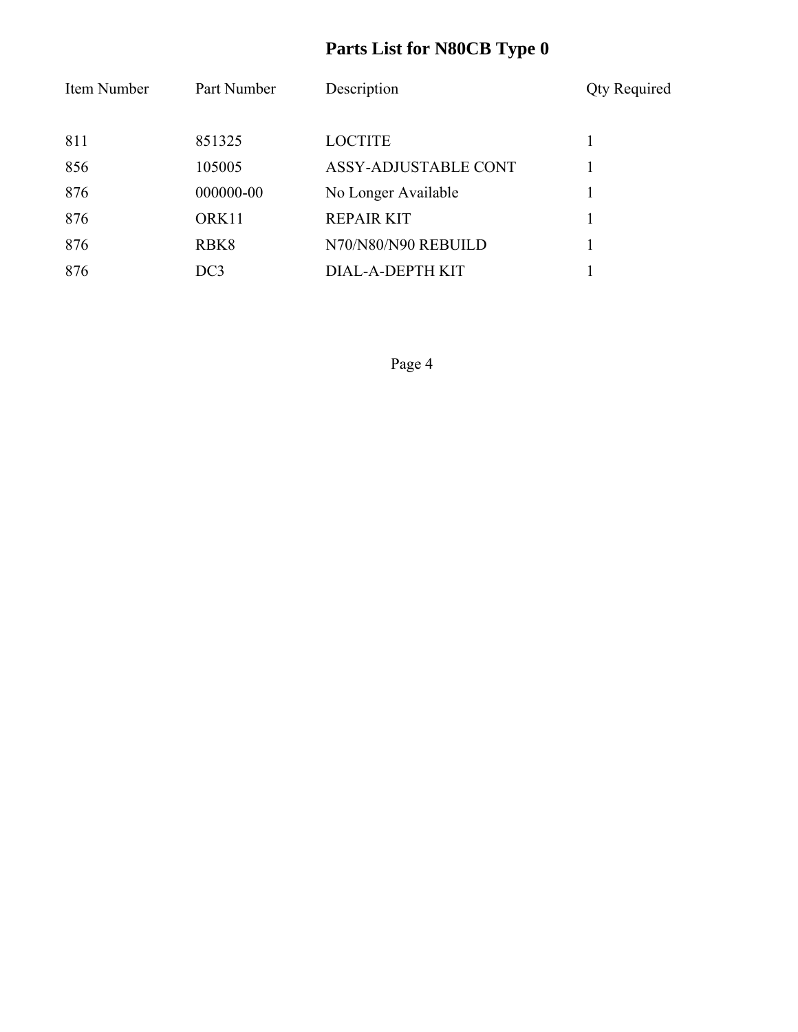# Parts List for N80CB Type 0

| Item Number | Part Number | Description | Qty Required |
|---|---|---|---|
| 811 | 851325 | LOCTITE | 1 |
| 856 | 105005 | ASSY-ADJUSTABLE CONT | 1 |
| 876 | 000000-00 | No Longer Available | 1 |
| 876 | ORK11 | REPAIR KIT | 1 |
| 876 | RBK8 | N70/N80/N90 REBUILD | 1 |
| 876 | DC3 | DIAL-A-DEPTH KIT | 1 |